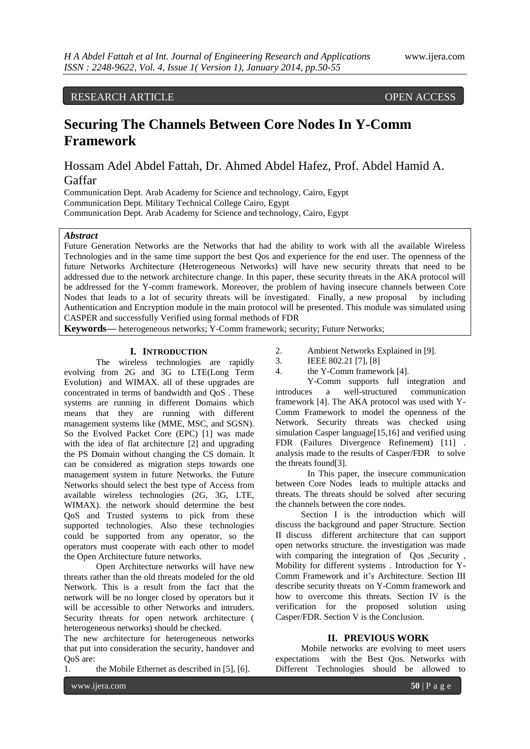RESEARCH ARTICLE OPEN ACCESS

# Securing The Channels Between Core Nodes In Y-Comm Framework

Hossam Adel Abdel Fattah, Dr. Ahmed Abdel Hafez, Prof. Abdel Hamid A. Gaffar

Communication Dept. Arab Academy for Science and technology, Cairo, Egypt
Communication Dept. Military Technical College Cairo, Egypt
Communication Dept. Arab Academy for Science and technology, Cairo, Egypt

***Abstract***

Future Generation Networks are the Networks that had the ability to work with all the available Wireless Technologies and in the same time support the best Qos and experience for the end user. The openness of the future Networks Architecture (Heterogeneous Networks) will have new security threats that need to be addressed due to the network architecture change. In this paper, these security threats in the AKA protocol will be addressed for the Y-comm framework. Moreover, the problem of having insecure channels between Core Nodes that leads to a lot of security threats will be investigated. Finally, a new proposal by including Authentication and Encryption module in the main protocol will be presented. This module was simulated using CASPER and successfully Verified using formal methods of FDR

**Keywords—** heterogeneous networks; Y-Comm framework; security; Future Networks;

## I. INTRODUCTION

The wireless technologies are rapidly evolving from 2G and 3G to LTE(Long Term Evolution) and WIMAX. all of these upgrades are concentrated in terms of bandwidth and QoS . These systems are running in different Domains which means that they are running with different management systems like (MME, MSC, and SGSN). So the Evolved Packet Core (EPC) [1] was made with the idea of flat architecture [2] and upgrading the PS Domain without changing the CS domain. It can be considered as migration steps towards one management system in future Networks. the Future Networks should select the best type of Access from available wireless technologies (2G, 3G, LTE, WIMAX). the network should determine the best QoS and Trusted systems to pick from these supported technologies. Also these technologies could be supported from any operator, so the operators must cooperate with each other to model the Open Architecture future networks.

Open Architecture networks will have new threats rather than the old threats modeled for the old Network. This is a result from the fact that the network will be no longer closed by operators but it will be accessible to other Networks and intruders. Security threats for open network architecture ( heterogeneous networks) should be checked.

The new architecture for heterogeneous networks that put into consideration the security, handover and QoS are:

1. the Mobile Ethernet as described in [5], [6].
2. Ambient Networks Explained in [9].
3. IEEE 802.21 [7], [8]
4. the Y-Comm framework [4].

Y-Comm supports full integration and introduces a well-structured communication framework [4]. The AKA protocol was used with Y-Comm Framework to model the openness of the Network. Security threats was checked using simulation Casper language[15,16] and verified using FDR (Failures Divergence Refinement) [11] . analysis made to the results of Casper/FDR to solve the threats found[3].

In This paper, the insecure communication between Core Nodes leads to multiple attacks and threats. The threats should be solved after securing the channels between the core nodes.

Section I is the introduction which will discuss the background and paper Structure. Section II discuss different architecture that can support open networks structure. the investigation was made with comparing the integration of Qos ,Security , Mobility for different systems . Introduction for Y-Comm Framework and it's Architecture. Section III describe security threats on Y-Comm framework and how to overcome this threats. Section IV is the verification for the proposed solution using Casper/FDR. Section V is the Conclusion.

## II. PREVIOUS WORK

Mobile networks are evolving to meet users expectations with the Best Qos. Networks with Different Technologies should be allowed to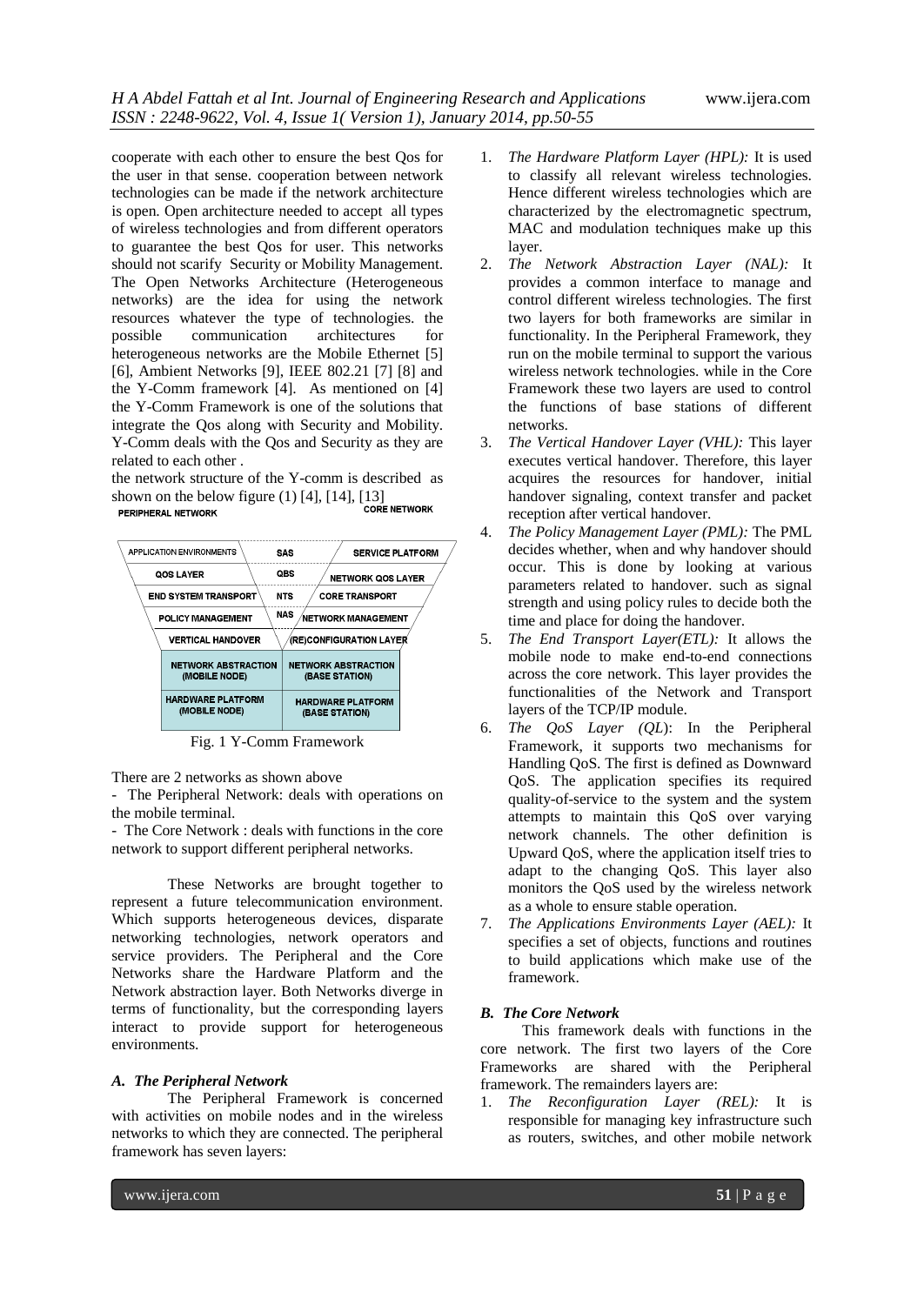cooperate with each other to ensure the best Qos for the user in that sense. cooperation between network technologies can be made if the network architecture is open. Open architecture needed to accept all types of wireless technologies and from different operators to guarantee the best Qos for user. This networks should not scarify Security or Mobility Management. The Open Networks Architecture (Heterogeneous networks) are the idea for using the network resources whatever the type of technologies. the possible communication architectures for heterogeneous networks are the Mobile Ethernet [5] [6], Ambient Networks [9], IEEE 802.21 [7] [8] and the Y-Comm framework [4]. As mentioned on [4] the Y-Comm Framework is one of the solutions that integrate the Qos along with Security and Mobility. Y-Comm deals with the Qos and Security as they are related to each other .

the network structure of the Y-comm is described as shown on the below figure (1) [4], [14], [13]

| PERIPHERAL NETWORK | | CORE NETWORK |
|---|---|---|
| APPLICATION ENVIRONMENTS | SAS | SERVICE PLATFORM |
| QOS LAYER | QBS | NETWORK QOS LAYER |
| END SYSTEM TRANSPORT | NTS | CORE TRANSPORT |
| POLICY MANAGEMENT | NAS | NETWORK MANAGEMENT |
| VERTICAL HANDOVER | | (RE)CONFIGURATION LAYER |
| NETWORK ABSTRACTION (MOBILE NODE) | | NETWORK ABSTRACTION (BASE STATION) |
| HARDWARE PLATFORM (MOBILE NODE) | | HARDWARE PLATFORM (BASE STATION) |

Fig. 1 Y-Comm Framework

There are 2 networks as shown above

- The Peripheral Network: deals with operations on the mobile terminal.
- The Core Network : deals with functions in the core network to support different peripheral networks.

These Networks are brought together to represent a future telecommunication environment. Which supports heterogeneous devices, disparate networking technologies, network operators and service providers. The Peripheral and the Core Networks share the Hardware Platform and the Network abstraction layer. Both Networks diverge in terms of functionality, but the corresponding layers interact to provide support for heterogeneous environments.

### *A. The Peripheral Network*

The Peripheral Framework is concerned with activities on mobile nodes and in the wireless networks to which they are connected. The peripheral framework has seven layers:

1. *The Hardware Platform Layer (HPL):* It is used to classify all relevant wireless technologies. Hence different wireless technologies which are characterized by the electromagnetic spectrum, MAC and modulation techniques make up this layer.
2. *The Network Abstraction Layer (NAL):* It provides a common interface to manage and control different wireless technologies. The first two layers for both frameworks are similar in functionality. In the Peripheral Framework, they run on the mobile terminal to support the various wireless network technologies. while in the Core Framework these two layers are used to control the functions of base stations of different networks.
3. *The Vertical Handover Layer (VHL):* This layer executes vertical handover. Therefore, this layer acquires the resources for handover, initial handover signaling, context transfer and packet reception after vertical handover.
4. *The Policy Management Layer (PML):* The PML decides whether, when and why handover should occur. This is done by looking at various parameters related to handover. such as signal strength and using policy rules to decide both the time and place for doing the handover.
5. *The End Transport Layer(ETL):* It allows the mobile node to make end-to-end connections across the core network. This layer provides the functionalities of the Network and Transport layers of the TCP/IP module.
6. *The QoS Layer (QL*): In the Peripheral Framework, it supports two mechanisms for Handling QoS. The first is defined as Downward QoS. The application specifies its required quality-of-service to the system and the system attempts to maintain this QoS over varying network channels. The other definition is Upward QoS, where the application itself tries to adapt to the changing QoS. This layer also monitors the QoS used by the wireless network as a whole to ensure stable operation.
7. *The Applications Environments Layer (AEL):* It specifies a set of objects, functions and routines to build applications which make use of the framework.

### *B. The Core Network*

This framework deals with functions in the core network. The first two layers of the Core Frameworks are shared with the Peripheral framework. The remainders layers are:

1. *The Reconfiguration Layer (REL):* It is responsible for managing key infrastructure such as routers, switches, and other mobile network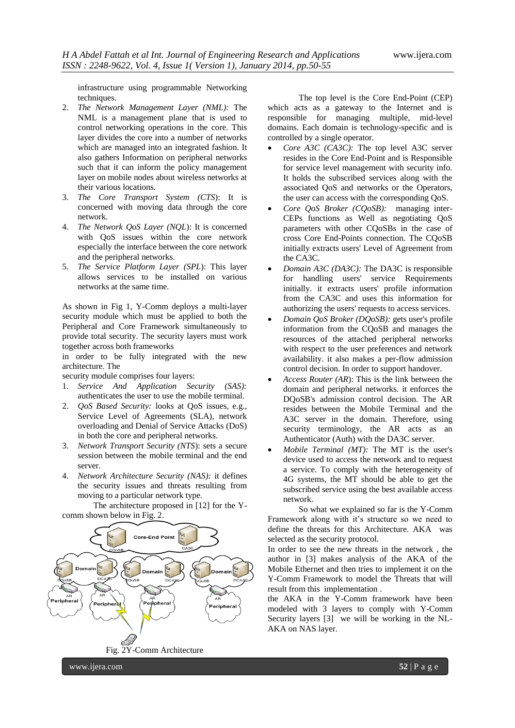infrastructure using programmable Networking techniques.

2. *The Network Management Layer (NML):* The NML is a management plane that is used to control networking operations in the core. This layer divides the core into a number of networks which are managed into an integrated fashion. It also gathers Information on peripheral networks such that it can inform the policy management layer on mobile nodes about wireless networks at their various locations.
3. *The Core Transport System (CTS)*: It is concerned with moving data through the core network.
4. *The Network QoS Layer (NQL)*: It is concerned with QoS issues within the core network especially the interface between the core network and the peripheral networks.
5. *The Service Platform Layer (SPL)*: This layer allows services to be installed on various networks at the same time.

As shown in Fig 1, Y-Comm deploys a multi-layer security module which must be applied to both the Peripheral and Core Framework simultaneously to provide total security. The security layers must work together across both frameworks

in order to be fully integrated with the new architecture. The

security module comprises four layers:

1. *Service And Application Security (SAS):* authenticates the user to use the mobile terminal.
2. *QoS Based Security:* looks at QoS issues, e.g., Service Level of Agreements (SLA), network overloading and Denial of Service Attacks (DoS) in both the core and peripheral networks.
3. *Network Transport Security (NTS*): sets a secure session between the mobile terminal and the end server.
4. *Network Architecture Security (NAS):* it defines the security issues and threats resulting from moving to a particular network type.

The architecture proposed in [12] for the Y-comm shown below in Fig. 2.

Fig. 2Y-Comm Architecture

The top level is the Core End-Point (CEP) which acts as a gateway to the Internet and is responsible for managing multiple, mid-level domains. Each domain is technology-specific and is controlled by a single operator.

- *Core A3C (CA3C):* The top level A3C server resides in the Core End-Point and is Responsible for service level management with security info. It holds the subscribed services along with the associated QoS and networks or the Operators, the user can access with the corresponding QoS.
- *Core QoS Broker (CQoSB):* managing inter-CEPs functions as Well as negotiating QoS parameters with other CQoSBs in the case of cross Core End-Points connection. The CQoSB initially extracts users' Level of Agreement from the CA3C.
- *Domain A3C (DA3C):* The DA3C is responsible for handling users' service Requirements initially. it extracts users' profile information from the CA3C and uses this information for authorizing the users' requests to access services.
- *Domain QoS Broker (DQoSB):* gets user's profile information from the CQoSB and manages the resources of the attached peripheral networks with respect to the user preferences and network availability. it also makes a per-flow admission control decision. In order to support handover.
- *Access Router (AR*): This is the link between the domain and peripheral networks. it enforces the DQoSB's admission control decision. The AR resides between the Mobile Terminal and the A3C server in the domain. Therefore, using security terminology, the AR acts as an Authenticator (Auth) with the DA3C server.
- *Mobile Terminal (MT):* The MT is the user's device used to access the network and to request a service. To comply with the heterogeneity of 4G systems, the MT should be able to get the subscribed service using the best available access network.

So what we explained so far is the Y-Comm Framework along with it's structure so we need to define the threats for this Architecture. AKA was selected as the security protocol.

In order to see the new threats in the network , the author in [3] makes analysis of the AKA of the Mobile Ethernet and then tries to implement it on the Y-Comm Framework to model the Threats that will result from this implementation .

the AKA in the Y-Comm framework have been modeled with 3 layers to comply with Y-Comm Security layers [3] we will be working in the NL-AKA on NAS layer.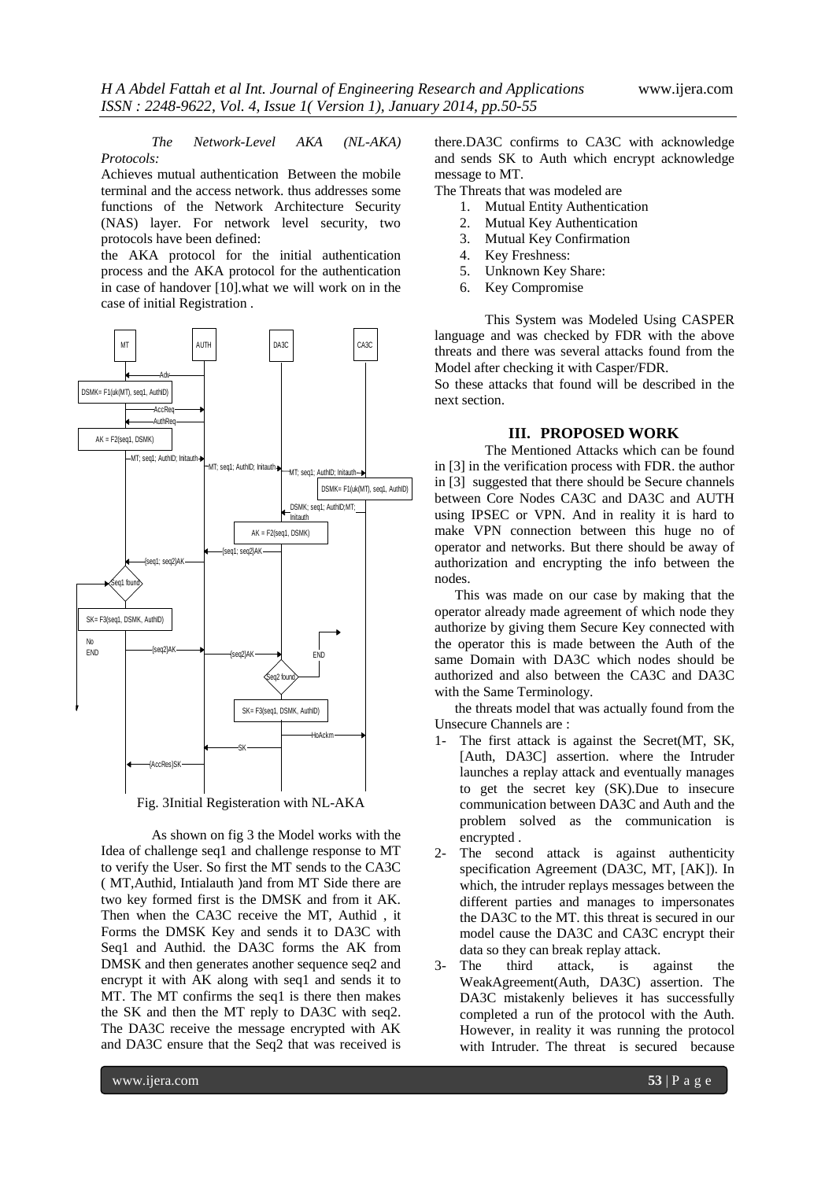*The Network-Level AKA (NL-AKA) Protocols:*

Achieves mutual authentication Between the mobile terminal and the access network. thus addresses some functions of the Network Architecture Security (NAS) layer. For network level security, two protocols have been defined:

the AKA protocol for the initial authentication process and the AKA protocol for the authentication in case of handover [10].what we will work on in the case of initial Registration .

Fig. 3Initial Registeration with NL-AKA

As shown on fig 3 the Model works with the Idea of challenge seq1 and challenge response to MT to verify the User. So first the MT sends to the CA3C ( MT,Authid, Intialauth )and from MT Side there are two key formed first is the DMSK and from it AK. Then when the CA3C receive the MT, Authid , it Forms the DMSK Key and sends it to DA3C with Seq1 and Authid. the DA3C forms the AK from DMSK and then generates another sequence seq2 and encrypt it with AK along with seq1 and sends it to MT. The MT confirms the seq1 is there then makes the SK and then the MT reply to DA3C with seq2. The DA3C receive the message encrypted with AK and DA3C ensure that the Seq2 that was received is there.DA3C confirms to CA3C with acknowledge and sends SK to Auth which encrypt acknowledge message to MT.

The Threats that was modeled are

1. Mutual Entity Authentication
2. Mutual Key Authentication
3. Mutual Key Confirmation
4. Key Freshness:
5. Unknown Key Share:
6. Key Compromise

This System was Modeled Using CASPER language and was checked by FDR with the above threats and there was several attacks found from the Model after checking it with Casper/FDR.

So these attacks that found will be described in the next section.

## III. PROPOSED WORK

The Mentioned Attacks which can be found in [3] in the verification process with FDR. the author in [3] suggested that there should be Secure channels between Core Nodes CA3C and DA3C and AUTH using IPSEC or VPN. And in reality it is hard to make VPN connection between this huge no of operator and networks. But there should be away of authorization and encrypting the info between the nodes.

This was made on our case by making that the operator already made agreement of which node they authorize by giving them Secure Key connected with the operator this is made between the Auth of the same Domain with DA3C which nodes should be authorized and also between the CA3C and DA3C with the Same Terminology.

the threats model that was actually found from the Unsecure Channels are :

1- The first attack is against the Secret(MT, SK, [Auth, DA3C] assertion. where the Intruder launches a replay attack and eventually manages to get the secret key (SK).Due to insecure communication between DA3C and Auth and the problem solved as the communication is encrypted .

2- The second attack is against authenticity specification Agreement (DA3C, MT, [AK]). In which, the intruder replays messages between the different parties and manages to impersonates the DA3C to the MT. this threat is secured in our model cause the DA3C and CA3C encrypt their data so they can break replay attack.

3- The third attack, is against the WeakAgreement(Auth, DA3C) assertion. The DA3C mistakenly believes it has successfully completed a run of the protocol with the Auth. However, in reality it was running the protocol with Intruder. The threat is secured because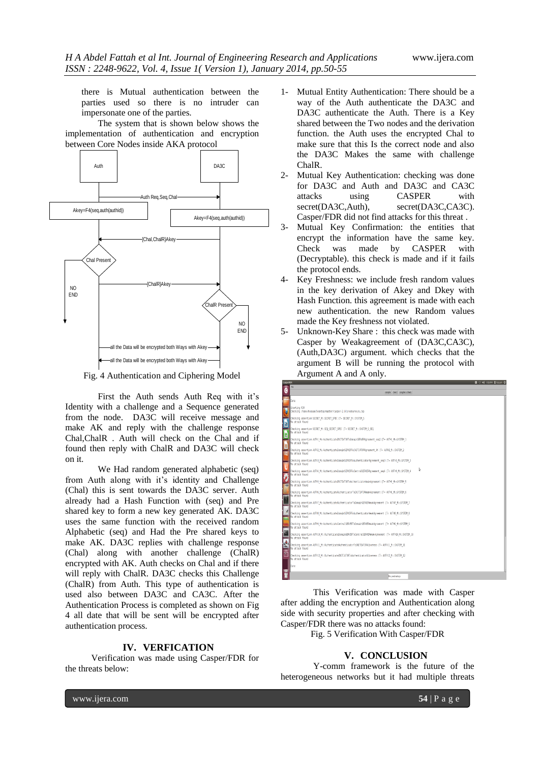there is Mutual authentication between the parties used so there is no intruder can impersonate one of the parties.

The system that is shown below shows the implementation of authentication and encryption between Core Nodes inside AKA protocol

Fig. 4 Authentication and Ciphering Model

First the Auth sends Auth Req with it's Identity with a challenge and a Sequence generated from the node. DA3C will receive message and make AK and reply with the challenge response Chal,ChalR . Auth will check on the Chal and if found then reply with ChalR and DA3C will check on it.

We Had random generated alphabetic (seq) from Auth along with it's identity and Challenge (Chal) this is sent towards the DA3C server. Auth already had a Hash Function with (seq) and Pre shared key to form a new key generated AK. DA3C uses the same function with the received random Alphabetic (seq) and Had the Pre shared keys to make AK. DA3C replies with challenge response (Chal) along with another challenge (ChalR) encrypted with AK. Auth checks on Chal and if there will reply with ChalR. DA3C checks this Challenge (ChalR) from Auth. This type of authentication is used also between DA3C and CA3C. After the Authentication Process is completed as shown on Fig 4 all date that will be sent will be encrypted after authentication process.

## IV. VERFICATION

Verification was made using Casper/FDR for the threats below:

1- Mutual Entity Authentication: There should be a way of the Auth authenticate the DA3C and DA3C authenticate the Auth. There is a Key shared between the Two nodes and the derivation function. the Auth uses the encrypted Chal to make sure that this Is the correct node and also the DA3C Makes the same with challenge ChalR.
2- Mutual Key Authentication: checking was done for DA3C and Auth and DA3C and CA3C attacks using CASPER with secret(DA3C,Auth), secret(DA3C,CA3C). Casper/FDR did not find attacks for this threat .
3- Mutual Key Confirmation: the entities that encrypt the information have the same key. Check was made by CASPER with (Decryptable). this check is made and if it fails the protocol ends.
4- Key Freshness: we include fresh random values in the key derivation of Akey and Dkey with Hash Function. this agreement is made with each new authentication. the new Random values made the Key freshness not violated.
5- Unknown-Key Share : this check was made with Casper by Weakagreement of (DA3C,CA3C), (Auth,DA3C) argument. which checks that the argument B will be running the protocol with Argument A and A only.

This Verification was made with Casper after adding the encryption and Authentication along side with security properties and after checking with Casper/FDR there was no attacks found:

Fig. 5 Verification With Casper/FDR

## V. CONCLUSION

Y-comm framework is the future of the heterogeneous networks but it had multiple threats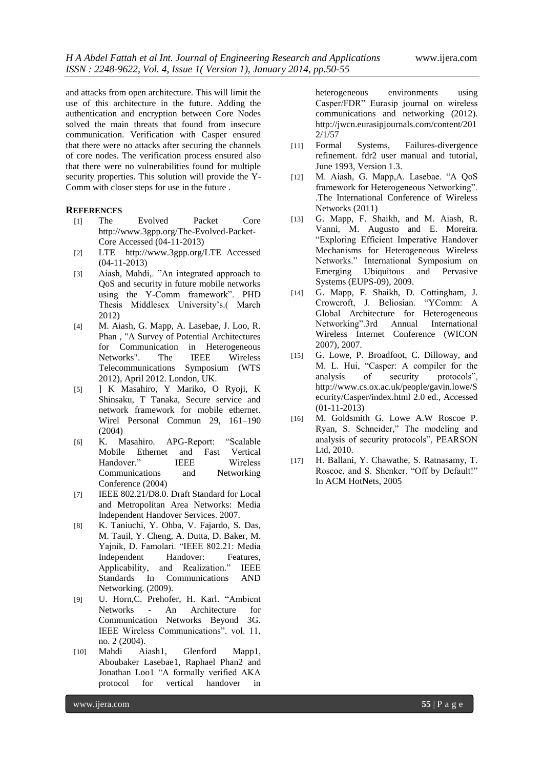and attacks from open architecture. This will limit the use of this architecture in the future. Adding the authentication and encryption between Core Nodes solved the main threats that found from insecure communication. Verification with Casper ensured that there were no attacks after securing the channels of core nodes. The verification process ensured also that there were no vulnerabilities found for multiple security properties. This solution will provide the Y-Comm with closer steps for use in the future .

## REFERENCES

[1] The Evolved Packet Core http://www.3gpp.org/The-Evolved-Packet-Core Accessed (04-11-2013)

[2] LTE http://www.3gpp.org/LTE Accessed (04-11-2013)

[3] Aiash, Mahdi,. "An integrated approach to QoS and security in future mobile networks using the Y-Comm framework". PHD Thesis Middlesex University's.( March 2012)

[4] M. Aiash, G. Mapp, A. Lasebae, J. Loo, R. Phan , "A Survey of Potential Architectures for Communication in Heterogeneous Networks". The IEEE Wireless Telecommunications Symposium (WTS 2012), April 2012. London, UK.

[5] ] K Masahiro, Y Mariko, O Ryoji, K Shinsaku, T Tanaka, Secure service and network framework for mobile ethernet. Wirel Personal Commun 29, 161–190 (2004)

[6] K. Masahiro. APG-Report: "Scalable Mobile Ethernet and Fast Vertical Handover." IEEE Wireless Communications and Networking Conference (2004)

[7] IEEE 802.21/D8.0. Draft Standard for Local and Metropolitan Area Networks: Media Independent Handover Services. 2007.

[8] K. Taniuchi, Y. Ohba, V. Fajardo, S. Das, M. Tauil, Y. Cheng, A. Dutta, D. Baker, M. Yajnik, D. Famolari. "IEEE 802.21: Media Independent Handover: Features, Applicability, and Realization." IEEE Standards In Communications AND Networking. (2009).

[9] U. Horn,C. Prehofer, H. Karl. "Ambient Networks - An Architecture for Communication Networks Beyond 3G. IEEE Wireless Communications". vol. 11, no. 2 (2004).

[10] Mahdi Aiash1, Glenford Mapp1, Aboubaker Lasebae1, Raphael Phan2 and Jonathan Loo1 "A formally verified AKA protocol for vertical handover in heterogeneous environments using Casper/FDR" Eurasip journal on wireless communications and networking (2012). http://jwcn.eurasipjournals.com/content/2012/1/57

[11] Formal Systems, Failures-divergence refinement. fdr2 user manual and tutorial, June 1993, Version 1.3.

[12] M. Aiash, G. Mapp,A. Lasebae. "A QoS framework for Heterogeneous Networking". .The International Conference of Wireless Networks (2011)

[13] G. Mapp, F. Shaikh, and M. Aiash, R. Vanni, M. Augusto and E. Moreira. "Exploring Efficient Imperative Handover Mechanisms for Heterogeneous Wireless Networks." International Symposium on Emerging Ubiquitous and Pervasive Systems (EUPS-09), 2009.

[14] G. Mapp, F. Shaikh, D. Cottingham, J. Crowcroft, J. Beliosian. "YComm: A Global Architecture for Heterogeneous Networking".3rd Annual International Wireless Internet Conference (WICON 2007), 2007.

[15] G. Lowe, P. Broadfoot, C. Dilloway, and M. L. Hui, "Casper: A compiler for the analysis of security protocols", http://www.cs.ox.ac.uk/people/gavin.lowe/Security/Casper/index.html 2.0 ed., Accessed (01-11-2013)

[16] M. Goldsmith G. Lowe A.W Roscoe P. Ryan, S. Schneider," The modeling and analysis of security protocols", PEARSON Ltd, 2010.

[17] H. Ballani, Y. Chawathe, S. Ratnasamy, T. Roscoe, and S. Shenker. "Off by Default!" In ACM HotNets, 2005